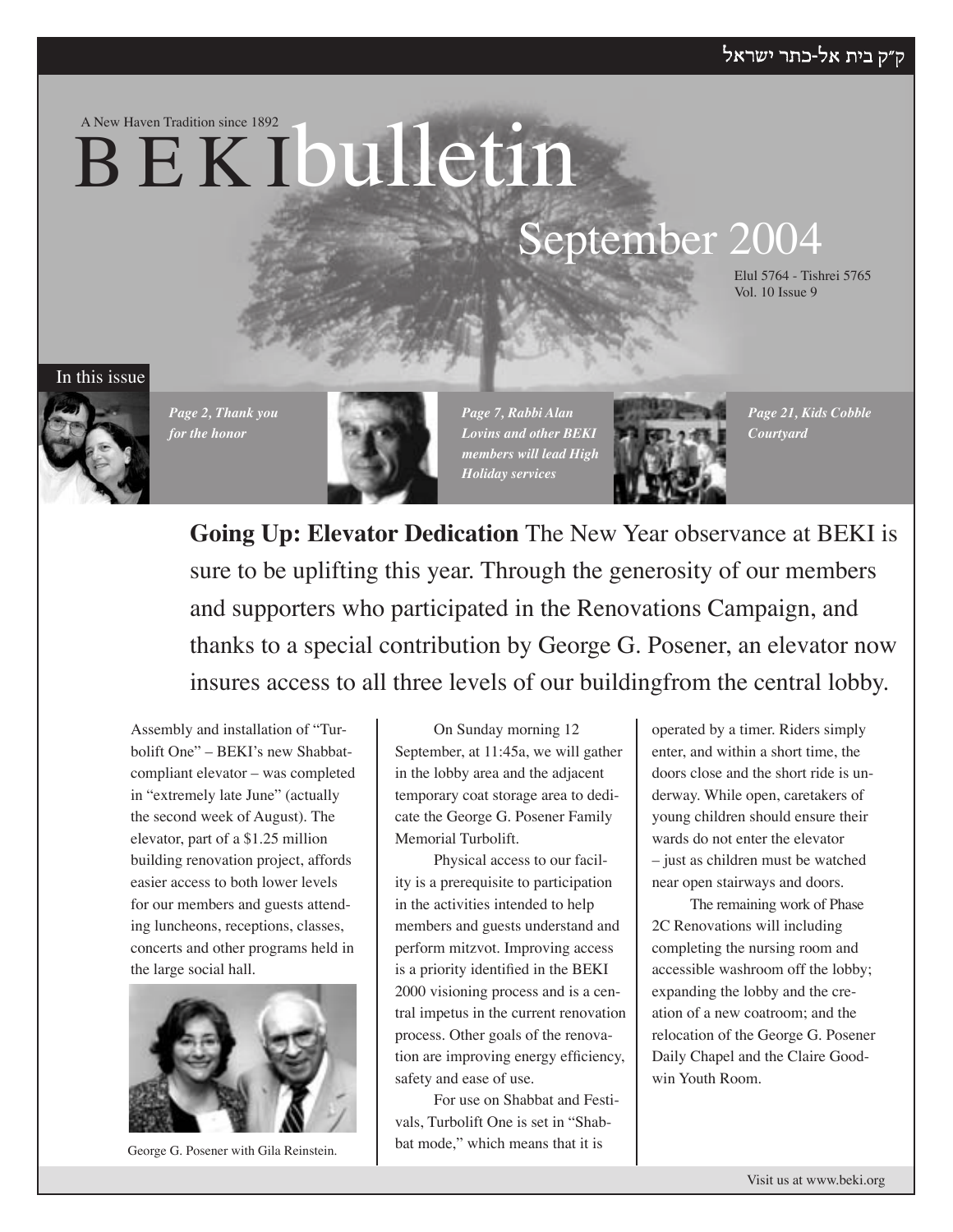ק״ק בית אל-כתר ישראל

A New Haven Tradition since 1892

# BEKI bulletin

## September 2004

Elul 5764 - Tishrei 5765
Vol. 10 Issue 9

In this issue

*Page 2, Thank you for the honor*

*Page 7, Rabbi Alan Lovins and other BEKI members will lead High Holiday services*

*Page 21, Kids Cobble Courtyard*

**Going Up: Elevator Dedication** The New Year observance at BEKI is sure to be uplifting this year. Through the generosity of our members and supporters who participated in the Renovations Campaign, and thanks to a special contribution by George G. Posener, an elevator now insures access to all three levels of our buildingfrom the central lobby.

Assembly and installation of "Turbolift One" – BEKI's new Shabbat-compliant elevator – was completed in "extremely late June" (actually the second week of August). The elevator, part of a $1.25 million building renovation project, affords easier access to both lower levels for our members and guests attending luncheons, receptions, classes, concerts and other programs held in the large social hall.

George G. Posener with Gila Reinstein.

On Sunday morning 12 September, at 11:45a, we will gather in the lobby area and the adjacent temporary coat storage area to dedicate the George G. Posener Family Memorial Turbolift.

Physical access to our facility is a prerequisite to participation in the activities intended to help members and guests understand and perform mitzvot. Improving access is a priority identified in the BEKI 2000 visioning process and is a central impetus in the current renovation process. Other goals of the renovation are improving energy efficiency, safety and ease of use.

For use on Shabbat and Festivals, Turbolift One is set in "Shabbat mode," which means that it is operated by a timer. Riders simply enter, and within a short time, the doors close and the short ride is underway. While open, caretakers of young children should ensure their wards do not enter the elevator – just as children must be watched near open stairways and doors.

The remaining work of Phase 2C Renovations will including completing the nursing room and accessible washroom off the lobby; expanding the lobby and the creation of a new coatroom; and the relocation of the George G. Posener Daily Chapel and the Claire Goodwin Youth Room.

Visit us at www.beki.org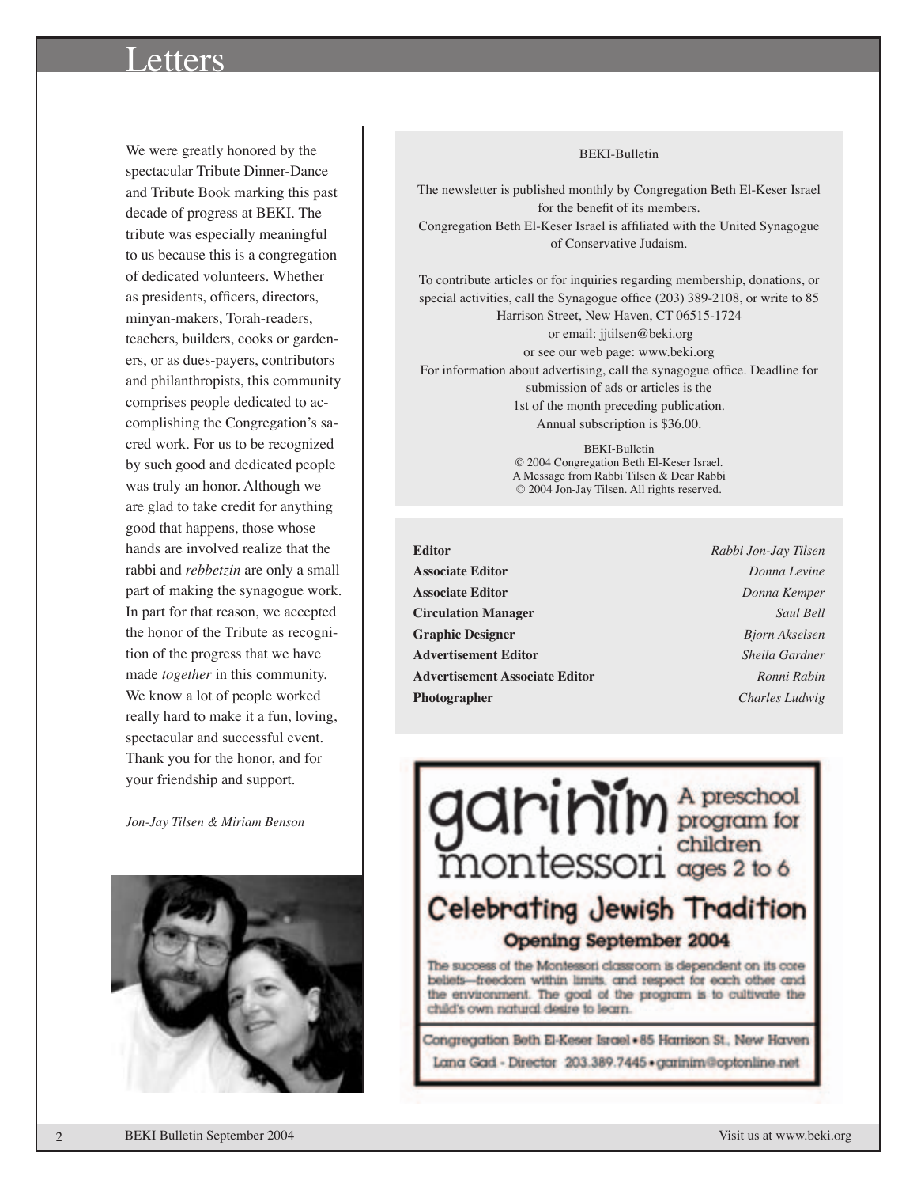# Letters

We were greatly honored by the spectacular Tribute Dinner-Dance and Tribute Book marking this past decade of progress at BEKI. The tribute was especially meaningful to us because this is a congregation of dedicated volunteers. Whether as presidents, officers, directors, minyan-makers, Torah-readers, teachers, builders, cooks or gardeners, or as dues-payers, contributors and philanthropists, this community comprises people dedicated to accomplishing the Congregation's sacred work. For us to be recognized by such good and dedicated people was truly an honor. Although we are glad to take credit for anything good that happens, those whose hands are involved realize that the rabbi and *rebbetzin* are only a small part of making the synagogue work. In part for that reason, we accepted the honor of the Tribute as recognition of the progress that we have made *together* in this community. We know a lot of people worked really hard to make it a fun, loving, spectacular and successful event. Thank you for the honor, and for your friendship and support.

*Jon-Jay Tilsen & Miriam Benson*

BEKI-Bulletin

The newsletter is published monthly by Congregation Beth El-Keser Israel for the benefit of its members.
Congregation Beth El-Keser Israel is affiliated with the United Synagogue of Conservative Judaism.

To contribute articles or for inquiries regarding membership, donations, or special activities, call the Synagogue office (203) 389-2108, or write to 85 Harrison Street, New Haven, CT 06515-1724
or email: jjtilsen@beki.org
or see our web page: www.beki.org
For information about advertising, call the synagogue office. Deadline for submission of ads or articles is the 1st of the month preceding publication.
Annual subscription is $36.00.

BEKI-Bulletin
© 2004 Congregation Beth El-Keser Israel.
A Message from Rabbi Tilsen & Dear Rabbi
© 2004 Jon-Jay Tilsen. All rights reserved.

| | |
|---|---|
| **Editor** | *Rabbi Jon-Jay Tilsen* |
| **Associate Editor** | *Donna Levine* |
| **Associate Editor** | *Donna Kemper* |
| **Circulation Manager** | *Saul Bell* |
| **Graphic Designer** | *Bjorn Akselsen* |
| **Advertisement Editor** | *Sheila Gardner* |
| **Advertisement Associate Editor** | *Ronni Rabin* |
| **Photographer** | *Charles Ludwig* |

garinim montessori — A preschool program for children ages 2 to 6

Celebrating Jewish Tradition

Opening September 2004

The success of the Montessori classroom is dependent on its core beliefs—freedom within limits, and respect for each other and the environment. The goal of the program is to cultivate the child's own natural desire to learn.

Congregation Beth El-Keser Israel • 85 Harrison St., New Haven
Lana Gad - Director 203.389.7445 • garinim@optonline.net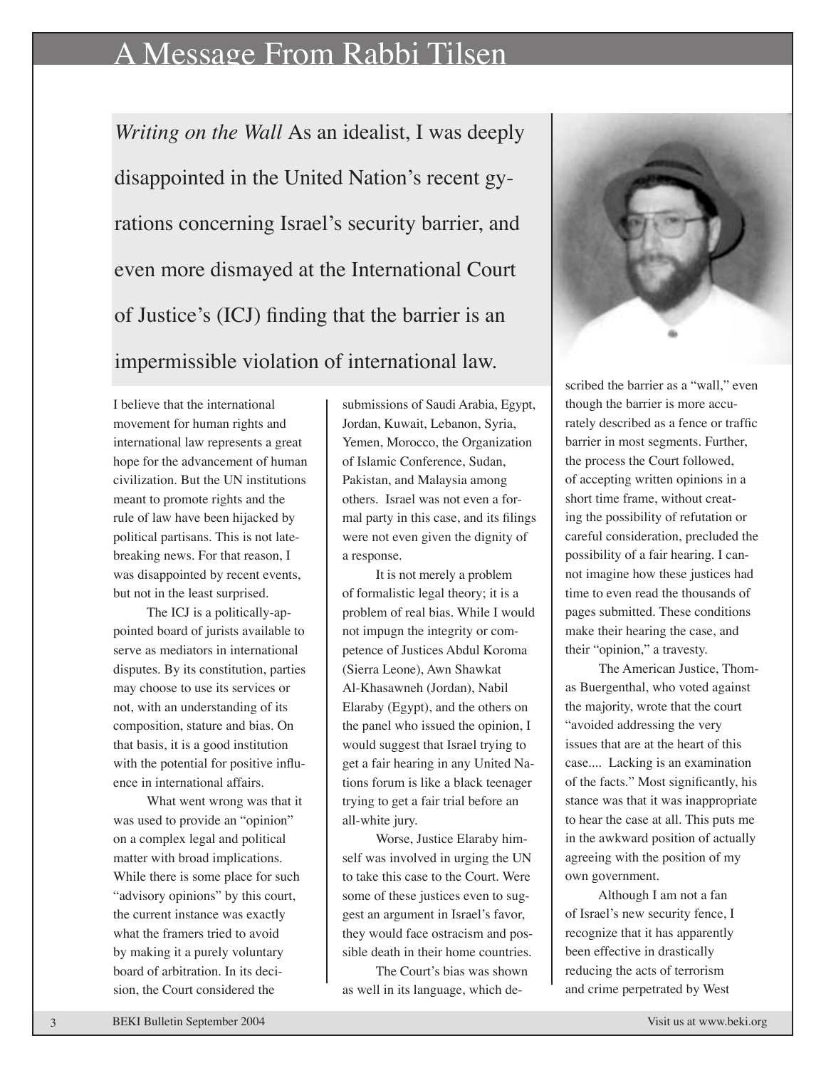# A Message From Rabbi Tilsen

*Writing on the Wall* As an idealist, I was deeply disappointed in the United Nation's recent gyrations concerning Israel's security barrier, and even more dismayed at the International Court of Justice's (ICJ) finding that the barrier is an impermissible violation of international law.

I believe that the international movement for human rights and international law represents a great hope for the advancement of human civilization. But the UN institutions meant to promote rights and the rule of law have been hijacked by political partisans. This is not late-breaking news. For that reason, I was disappointed by recent events, but not in the least surprised.

The ICJ is a politically-appointed board of jurists available to serve as mediators in international disputes. By its constitution, parties may choose to use its services or not, with an understanding of its composition, stature and bias. On that basis, it is a good institution with the potential for positive influence in international affairs.

What went wrong was that it was used to provide an "opinion" on a complex legal and political matter with broad implications. While there is some place for such "advisory opinions" by this court, the current instance was exactly what the framers tried to avoid by making it a purely voluntary board of arbitration. In its decision, the Court considered the submissions of Saudi Arabia, Egypt, Jordan, Kuwait, Lebanon, Syria, Yemen, Morocco, the Organization of Islamic Conference, Sudan, Pakistan, and Malaysia among others. Israel was not even a formal party in this case, and its filings were not even given the dignity of a response.

It is not merely a problem of formalistic legal theory; it is a problem of real bias. While I would not impugn the integrity or competence of Justices Abdul Koroma (Sierra Leone), Awn Shawkat Al-Khasawneh (Jordan), Nabil Elaraby (Egypt), and the others on the panel who issued the opinion, I would suggest that Israel trying to get a fair hearing in any United Nations forum is like a black teenager trying to get a fair trial before an all-white jury.

Worse, Justice Elaraby himself was involved in urging the UN to take this case to the Court. Were some of these justices even to suggest an argument in Israel's favor, they would face ostracism and possible death in their home countries.

The Court's bias was shown as well in its language, which described the barrier as a "wall," even though the barrier is more accurately described as a fence or traffic barrier in most segments. Further, the process the Court followed, of accepting written opinions in a short time frame, without creating the possibility of refutation or careful consideration, precluded the possibility of a fair hearing. I cannot imagine how these justices had time to even read the thousands of pages submitted. These conditions make their hearing the case, and their "opinion," a travesty.

The American Justice, Thomas Buergenthal, who voted against the majority, wrote that the court "avoided addressing the very issues that are at the heart of this case.... Lacking is an examination of the facts." Most significantly, his stance was that it was inappropriate to hear the case at all. This puts me in the awkward position of actually agreeing with the position of my own government.

Although I am not a fan of Israel's new security fence, I recognize that it has apparently been effective in drastically reducing the acts of terrorism and crime perpetrated by West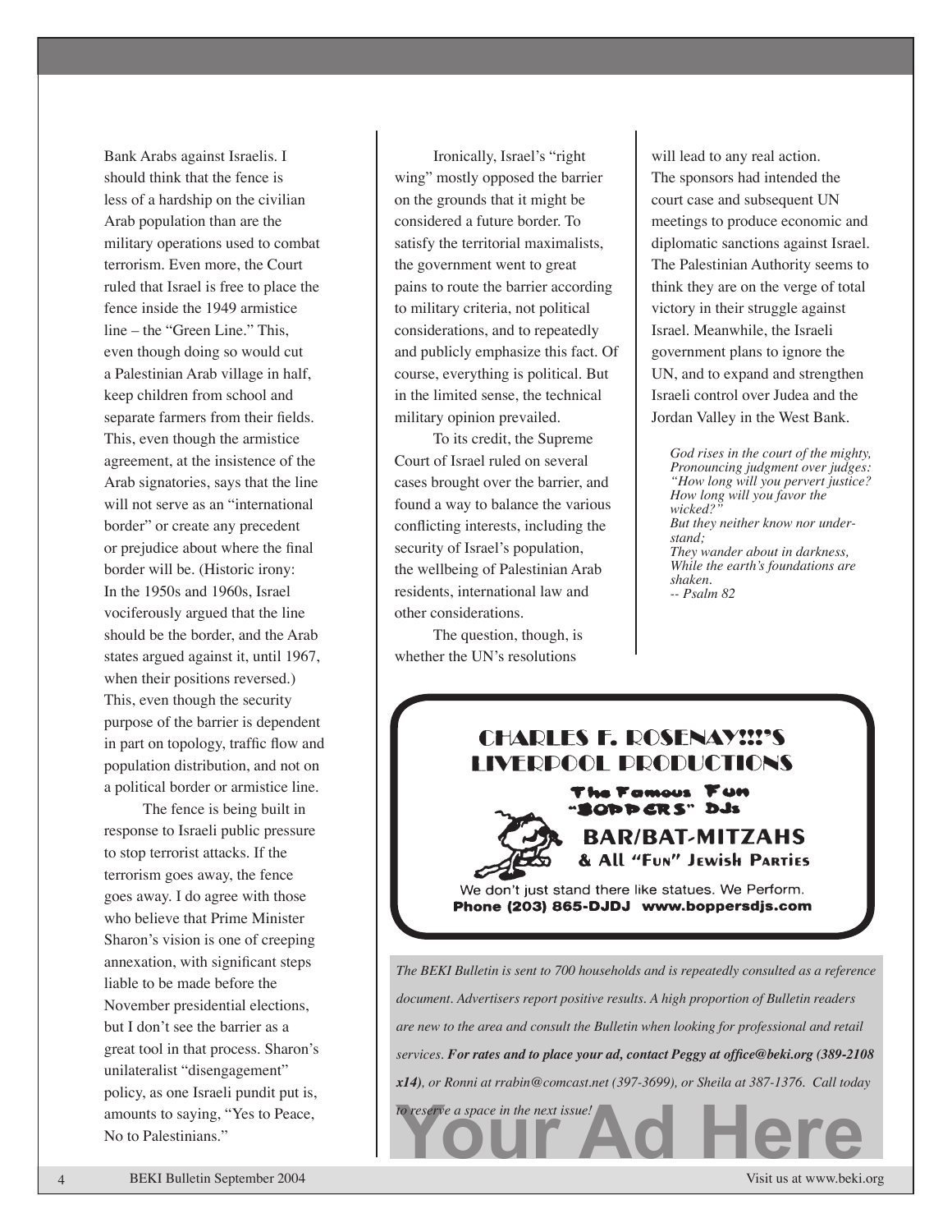Bank Arabs against Israelis. I should think that the fence is less of a hardship on the civilian Arab population than are the military operations used to combat terrorism. Even more, the Court ruled that Israel is free to place the fence inside the 1949 armistice line – the "Green Line." This, even though doing so would cut a Palestinian Arab village in half, keep children from school and separate farmers from their fields. This, even though the armistice agreement, at the insistence of the Arab signatories, says that the line will not serve as an "international border" or create any precedent or prejudice about where the final border will be. (Historic irony: In the 1950s and 1960s, Israel vociferously argued that the line should be the border, and the Arab states argued against it, until 1967, when their positions reversed.) This, even though the security purpose of the barrier is dependent in part on topology, traffic flow and population distribution, and not on a political border or armistice line.

The fence is being built in response to Israeli public pressure to stop terrorist attacks. If the terrorism goes away, the fence goes away. I do agree with those who believe that Prime Minister Sharon's vision is one of creeping annexation, with significant steps liable to be made before the November presidential elections, but I don't see the barrier as a great tool in that process. Sharon's unilateralist "disengagement" policy, as one Israeli pundit put is, amounts to saying, "Yes to Peace, No to Palestinians."

Ironically, Israel's "right wing" mostly opposed the barrier on the grounds that it might be considered a future border. To satisfy the territorial maximalists, the government went to great pains to route the barrier according to military criteria, not political considerations, and to repeatedly and publicly emphasize this fact. Of course, everything is political. But in the limited sense, the technical military opinion prevailed.

To its credit, the Supreme Court of Israel ruled on several cases brought over the barrier, and found a way to balance the various conflicting interests, including the security of Israel's population, the wellbeing of Palestinian Arab residents, international law and other considerations.

The question, though, is whether the UN's resolutions will lead to any real action. The sponsors had intended the court case and subsequent UN meetings to produce economic and diplomatic sanctions against Israel. The Palestinian Authority seems to think they are on the verge of total victory in their struggle against Israel. Meanwhile, the Israeli government plans to ignore the UN, and to expand and strengthen Israeli control over Judea and the Jordan Valley in the West Bank.

*God rises in the court of the mighty,*
*Pronouncing judgment over judges:*
*"How long will you pervert justice?*
*How long will you favor the wicked?"*
*But they neither know nor understand;*
*They wander about in darkness,*
*While the earth's foundations are shaken.*
*-- Psalm 82*

---

**CHARLES F. ROSENAY!!!'S LIVERPOOL PRODUCTIONS**

The Famous Fun "BOPPERS" DJs

**BAR/BAT-MITZAHS**

& All "Fun" Jewish Parties

We don't just stand there like statues. We Perform.

**Phone (203) 865-DJDJ www.boppersdjs.com**

---

*The BEKI Bulletin is sent to 700 households and is repeatedly consulted as a reference document. Advertisers report positive results. A high proportion of Bulletin readers are new to the area and consult the Bulletin when looking for professional and retail services.* ***For rates and to place your ad, contact Peggy at office@beki.org (389-2108 x14)****, or Ronni at rrabin@comcast.net (397-3699), or Sheila at 387-1376. Call today to reserve a space in the next issue!*

**Your Ad Here**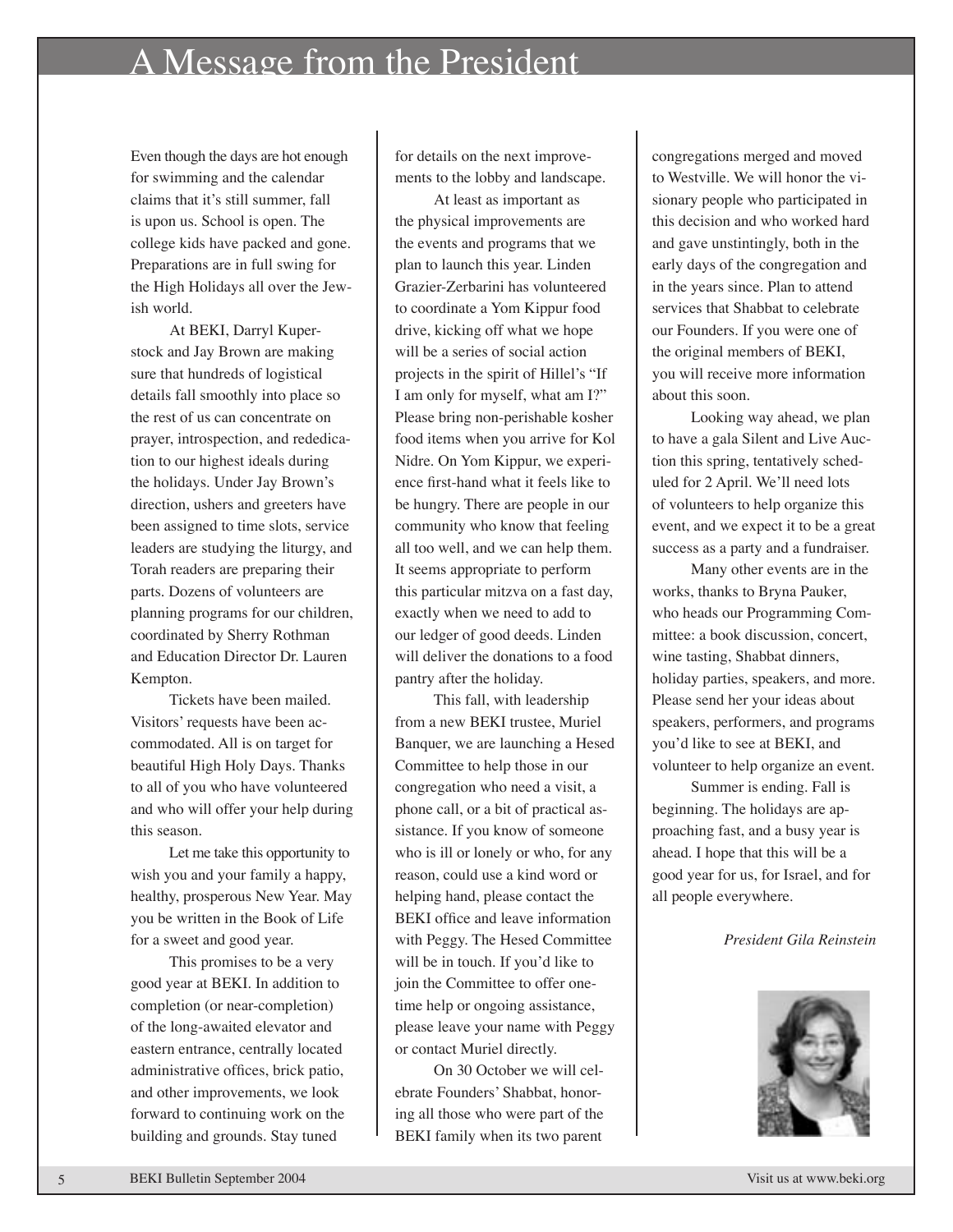# A Message from the President

Even though the days are hot enough for swimming and the calendar claims that it's still summer, fall is upon us. School is open. The college kids have packed and gone. Preparations are in full swing for the High Holidays all over the Jewish world.

At BEKI, Darryl Kuperstock and Jay Brown are making sure that hundreds of logistical details fall smoothly into place so the rest of us can concentrate on prayer, introspection, and rededication to our highest ideals during the holidays. Under Jay Brown's direction, ushers and greeters have been assigned to time slots, service leaders are studying the liturgy, and Torah readers are preparing their parts. Dozens of volunteers are planning programs for our children, coordinated by Sherry Rothman and Education Director Dr. Lauren Kempton.

Tickets have been mailed. Visitors' requests have been accommodated. All is on target for beautiful High Holy Days. Thanks to all of you who have volunteered and who will offer your help during this season.

Let me take this opportunity to wish you and your family a happy, healthy, prosperous New Year. May you be written in the Book of Life for a sweet and good year.

This promises to be a very good year at BEKI. In addition to completion (or near-completion) of the long-awaited elevator and eastern entrance, centrally located administrative offices, brick patio, and other improvements, we look forward to continuing work on the building and grounds. Stay tuned for details on the next improvements to the lobby and landscape.

At least as important as the physical improvements are the events and programs that we plan to launch this year. Linden Grazier-Zerbarini has volunteered to coordinate a Yom Kippur food drive, kicking off what we hope will be a series of social action projects in the spirit of Hillel's "If I am only for myself, what am I?" Please bring non-perishable kosher food items when you arrive for Kol Nidre. On Yom Kippur, we experience first-hand what it feels like to be hungry. There are people in our community who know that feeling all too well, and we can help them. It seems appropriate to perform this particular mitzva on a fast day, exactly when we need to add to our ledger of good deeds. Linden will deliver the donations to a food pantry after the holiday.

This fall, with leadership from a new BEKI trustee, Muriel Banquer, we are launching a Hesed Committee to help those in our congregation who need a visit, a phone call, or a bit of practical assistance. If you know of someone who is ill or lonely or who, for any reason, could use a kind word or helping hand, please contact the BEKI office and leave information with Peggy. The Hesed Committee will be in touch. If you'd like to join the Committee to offer one-time help or ongoing assistance, please leave your name with Peggy or contact Muriel directly.

On 30 October we will celebrate Founders' Shabbat, honoring all those who were part of the BEKI family when its two parent congregations merged and moved to Westville. We will honor the visionary people who participated in this decision and who worked hard and gave unstintingly, both in the early days of the congregation and in the years since. Plan to attend services that Shabbat to celebrate our Founders. If you were one of the original members of BEKI, you will receive more information about this soon.

Looking way ahead, we plan to have a gala Silent and Live Auction this spring, tentatively scheduled for 2 April. We'll need lots of volunteers to help organize this event, and we expect it to be a great success as a party and a fundraiser.

Many other events are in the works, thanks to Bryna Pauker, who heads our Programming Committee: a book discussion, concert, wine tasting, Shabbat dinners, holiday parties, speakers, and more. Please send her your ideas about speakers, performers, and programs you'd like to see at BEKI, and volunteer to help organize an event.

Summer is ending. Fall is beginning. The holidays are approaching fast, and a busy year is ahead. I hope that this will be a good year for us, for Israel, and for all people everywhere.

*President Gila Reinstein*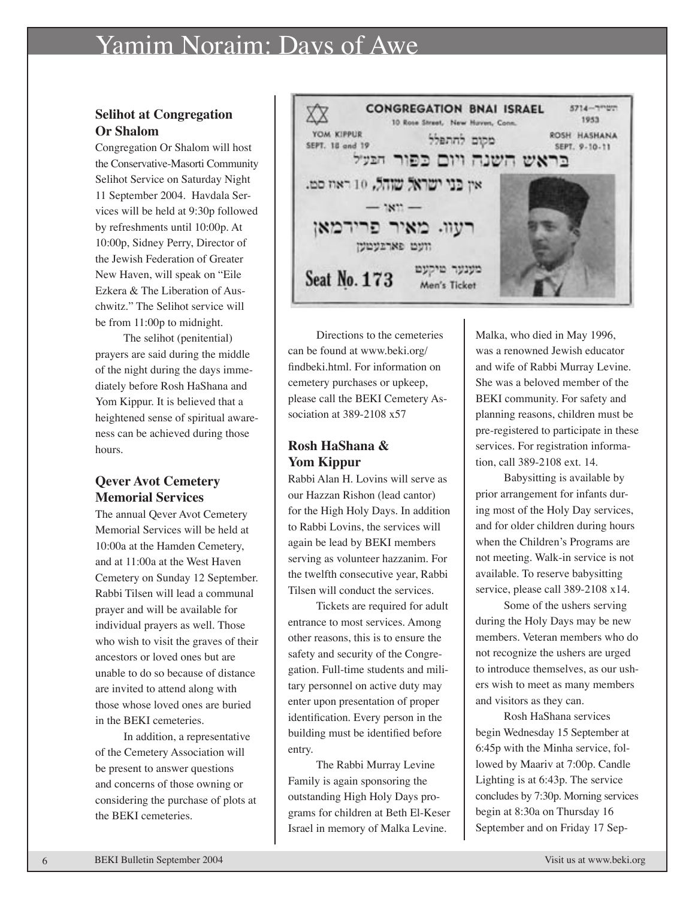# Yamim Noraim: Days of Awe

### Selihot at Congregation Or Shalom

Congregation Or Shalom will host the Conservative-Masorti Community Selihot Service on Saturday Night 11 September 2004. Havdala Services will be held at 9:30p followed by refreshments until 10:00p. At 10:00p, Sidney Perry, Director of the Jewish Federation of Greater New Haven, will speak on "Eile Ezkera & The Liberation of Auschwitz." The Selihot service will be from 11:00p to midnight.

The selihot (penitential) prayers are said during the middle of the night during the days immediately before Rosh HaShana and Yom Kippur. It is believed that a heightened sense of spiritual awareness can be achieved during those hours.

### Qever Avot Cemetery Memorial Services

The annual Qever Avot Cemetery Memorial Services will be held at 10:00a at the Hamden Cemetery, and at 11:00a at the West Haven Cemetery on Sunday 12 September. Rabbi Tilsen will lead a communal prayer and will be available for individual prayers as well. Those who wish to visit the graves of their ancestors or loved ones but are unable to do so because of distance are invited to attend along with those whose loved ones are buried in the BEKI cemeteries.

In addition, a representative of the Cemetery Association will be present to answer questions and concerns of those owning or considering the purchase of plots at the BEKI cemeteries.

Directions to the cemeteries can be found at www.beki.org/findbeki.html. For information on cemetery purchases or upkeep, please call the BEKI Cemetery Association at 389-2108 x57

### Rosh HaShana & Yom Kippur

Rabbi Alan H. Lovins will serve as our Hazzan Rishon (lead cantor) for the High Holy Days. In addition to Rabbi Lovins, the services will again be lead by BEKI members serving as volunteer hazzanim. For the twelfth consecutive year, Rabbi Tilsen will conduct the services.

Tickets are required for adult entrance to most services. Among other reasons, this is to ensure the safety and security of the Congregation. Full-time students and military personnel on active duty may enter upon presentation of proper identification. Every person in the building must be identified before entry.

The Rabbi Murray Levine Family is again sponsoring the outstanding High Holy Days programs for children at Beth El-Keser Israel in memory of Malka Levine. Malka, who died in May 1996, was a renowned Jewish educator and wife of Rabbi Murray Levine. She was a beloved member of the BEKI community. For safety and planning reasons, children must be pre-registered to participate in these services. For registration information, call 389-2108 ext. 14.

Babysitting is available by prior arrangement for infants during most of the Holy Day services, and for older children during hours when the Children's Programs are not meeting. Walk-in service is not available. To reserve babysitting service, please call 389-2108 x14.

Some of the ushers serving during the Holy Days may be new members. Veteran members who do not recognize the ushers are urged to introduce themselves, as our ushers wish to meet as many members and visitors as they can.

Rosh HaShana services begin Wednesday 15 September at 6:45p with the Minha service, followed by Maariv at 7:00p. Candle Lighting is at 6:43p. The service concludes by 7:30p. Morning services begin at 8:30a on Thursday 16 September and on Friday 17 Sep-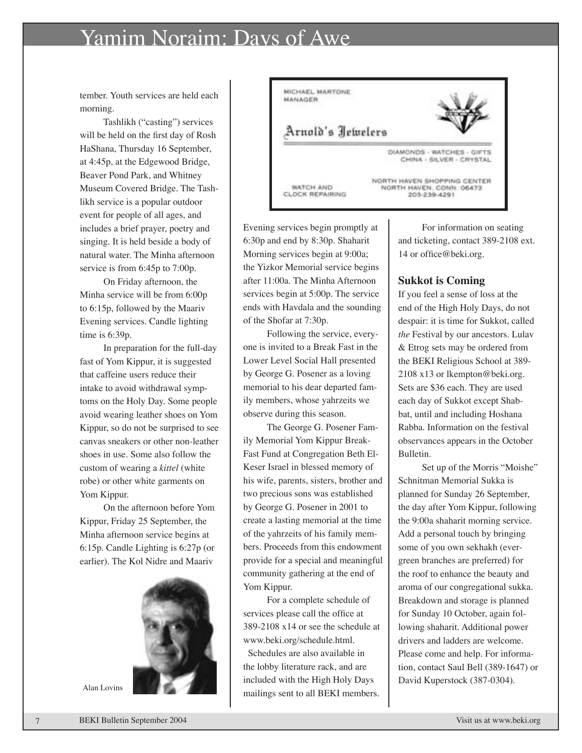# Yamim Noraim: Days of Awe

tember. Youth services are held each morning.

Tashlikh ("casting") services will be held on the first day of Rosh HaShana, Thursday 16 September, at 4:45p, at the Edgewood Bridge, Beaver Pond Park, and Whitney Museum Covered Bridge. The Tashlikh service is a popular outdoor event for people of all ages, and includes a brief prayer, poetry and singing. It is held beside a body of natural water. The Minha afternoon service is from 6:45p to 7:00p.

On Friday afternoon, the Minha service will be from 6:00p to 6:15p, followed by the Maariv Evening services. Candle lighting time is 6:39p.

In preparation for the full-day fast of Yom Kippur, it is suggested that caffeine users reduce their intake to avoid withdrawal symptoms on the Holy Day. Some people avoid wearing leather shoes on Yom Kippur, so do not be surprised to see canvas sneakers or other non-leather shoes in use. Some also follow the custom of wearing a *kittel* (white robe) or other white garments on Yom Kippur.

On the afternoon before Yom Kippur, Friday 25 September, the Minha afternoon service begins at 6:15p. Candle Lighting is 6:27p (or earlier). The Kol Nidre and Maariv

Alan Lovins

MICHAEL MARTONE
MANAGER

Arnold's Jewelers

DIAMONDS - WATCHES - GIFTS
CHINA - SILVER - CRYSTAL

WATCH AND
CLOCK REPAIRING

NORTH HAVEN SHOPPING CENTER
NORTH HAVEN, CONN. 06473
203-239-4291

Evening services begin promptly at 6:30p and end by 8:30p. Shaharit Morning services begin at 9:00a; the Yizkor Memorial service begins after 11:00a. The Minha Afternoon services begin at 5:00p. The service ends with Havdala and the sounding of the Shofar at 7:30p.

Following the service, everyone is invited to a Break Fast in the Lower Level Social Hall presented by George G. Posener as a loving memorial to his dear departed family members, whose yahrzeits we observe during this season.

The George G. Posener Family Memorial Yom Kippur Break-Fast Fund at Congregation Beth El-Keser Israel in blessed memory of his wife, parents, sisters, brother and two precious sons was established by George G. Posener in 2001 to create a lasting memorial at the time of the yahrzeits of his family members. Proceeds from this endowment provide for a special and meaningful community gathering at the end of Yom Kippur.

For a complete schedule of services please call the office at 389-2108 x14 or see the schedule at www.beki.org/schedule.html. Schedules are also available in the lobby literature rack, and are included with the High Holy Days mailings sent to all BEKI members.

For information on seating and ticketing, contact 389-2108 ext. 14 or office@beki.org.

### Sukkot is Coming

If you feel a sense of loss at the end of the High Holy Days, do not despair: it is time for Sukkot, called *the* Festival by our ancestors. Lulav & Etrog sets may be ordered from the BEKI Religious School at 389-2108 x13 or lkempton@beki.org. Sets are $36 each. They are used each day of Sukkot except Shabbat, until and including Hoshana Rabba. Information on the festival observances appears in the October Bulletin.

Set up of the Morris "Moishe" Schnitman Memorial Sukka is planned for Sunday 26 September, the day after Yom Kippur, following the 9:00a shaharit morning service. Add a personal touch by bringing some of you own sekhakh (evergreen branches are preferred) for the roof to enhance the beauty and aroma of our congregational sukka. Breakdown and storage is planned for Sunday 10 October, again following shaharit. Additional power drivers and ladders are welcome. Please come and help. For information, contact Saul Bell (389-1647) or David Kuperstock (387-0304).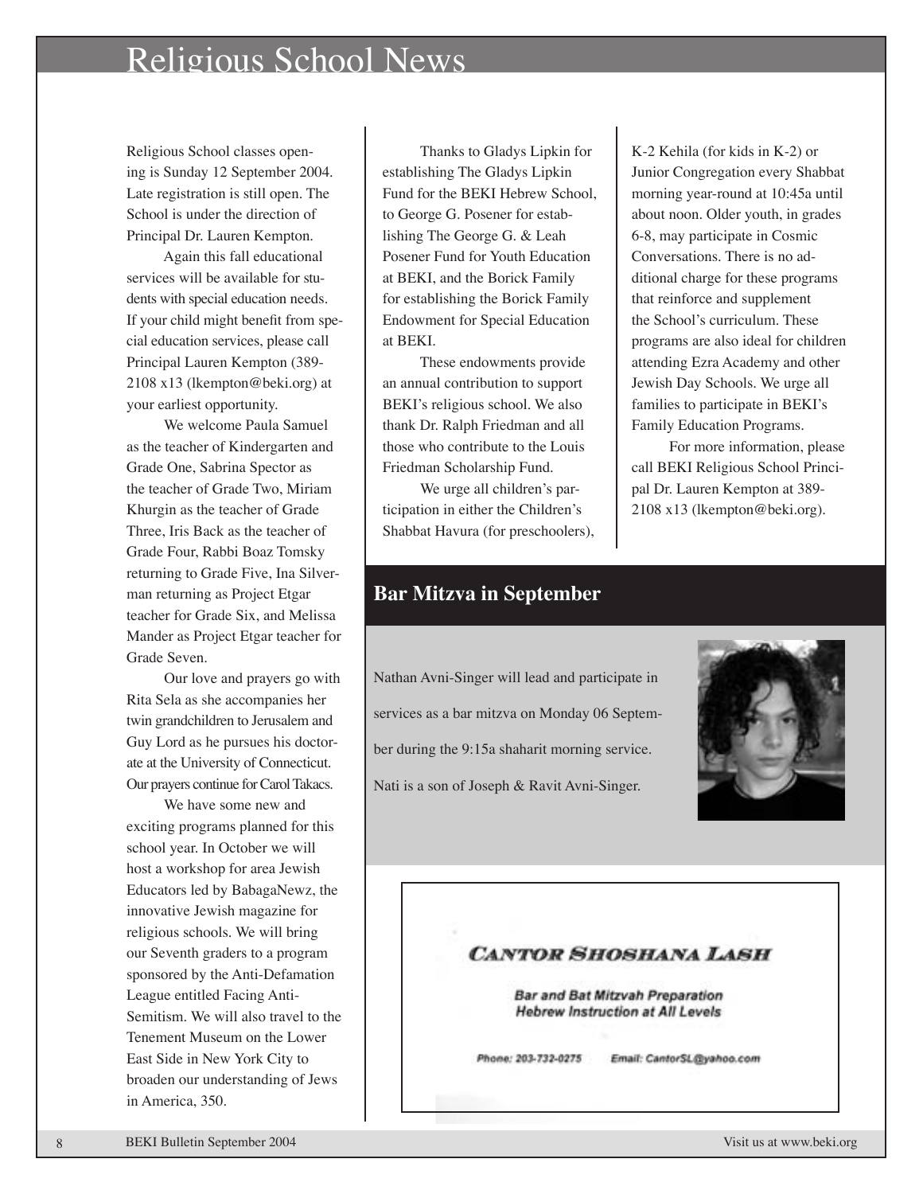# Religious School News

Religious School classes opening is Sunday 12 September 2004. Late registration is still open. The School is under the direction of Principal Dr. Lauren Kempton.

Again this fall educational services will be available for students with special education needs. If your child might benefit from special education services, please call Principal Lauren Kempton (389-2108 x13 (lkempton@beki.org) at your earliest opportunity.

We welcome Paula Samuel as the teacher of Kindergarten and Grade One, Sabrina Spector as the teacher of Grade Two, Miriam Khurgin as the teacher of Grade Three, Iris Back as the teacher of Grade Four, Rabbi Boaz Tomsky returning to Grade Five, Ina Silverman returning as Project Etgar teacher for Grade Six, and Melissa Mander as Project Etgar teacher for Grade Seven.

Our love and prayers go with Rita Sela as she accompanies her twin grandchildren to Jerusalem and Guy Lord as he pursues his doctorate at the University of Connecticut. Our prayers continue for Carol Takacs.

We have some new and exciting programs planned for this school year. In October we will host a workshop for area Jewish Educators led by BabagaNewz, the innovative Jewish magazine for religious schools. We will bring our Seventh graders to a program sponsored by the Anti-Defamation League entitled Facing Anti-Semitism. We will also travel to the Tenement Museum on the Lower East Side in New York City to broaden our understanding of Jews in America, 350.

Thanks to Gladys Lipkin for establishing The Gladys Lipkin Fund for the BEKI Hebrew School, to George G. Posener for establishing The George G. & Leah Posener Fund for Youth Education at BEKI, and the Borick Family for establishing the Borick Family Endowment for Special Education at BEKI.

These endowments provide an annual contribution to support BEKI's religious school. We also thank Dr. Ralph Friedman and all those who contribute to the Louis Friedman Scholarship Fund.

We urge all children's participation in either the Children's Shabbat Havura (for preschoolers), K-2 Kehila (for kids in K-2) or Junior Congregation every Shabbat morning year-round at 10:45a until about noon. Older youth, in grades 6-8, may participate in Cosmic Conversations. There is no additional charge for these programs that reinforce and supplement the School's curriculum. These programs are also ideal for children attending Ezra Academy and other Jewish Day Schools. We urge all families to participate in BEKI's Family Education Programs.

For more information, please call BEKI Religious School Principal Dr. Lauren Kempton at 389-2108 x13 (lkempton@beki.org).

## Bar Mitzva in September

Nathan Avni-Singer will lead and participate in services as a bar mitzva on Monday 06 September during the 9:15a shaharit morning service. Nati is a son of Joseph & Ravit Avni-Singer.

**CANTOR SHOSHANA LASH**

*Bar and Bat Mitzvah Preparation*
*Hebrew Instruction at All Levels*

Phone: 203-732-0275 Email: CantorSL@yahoo.com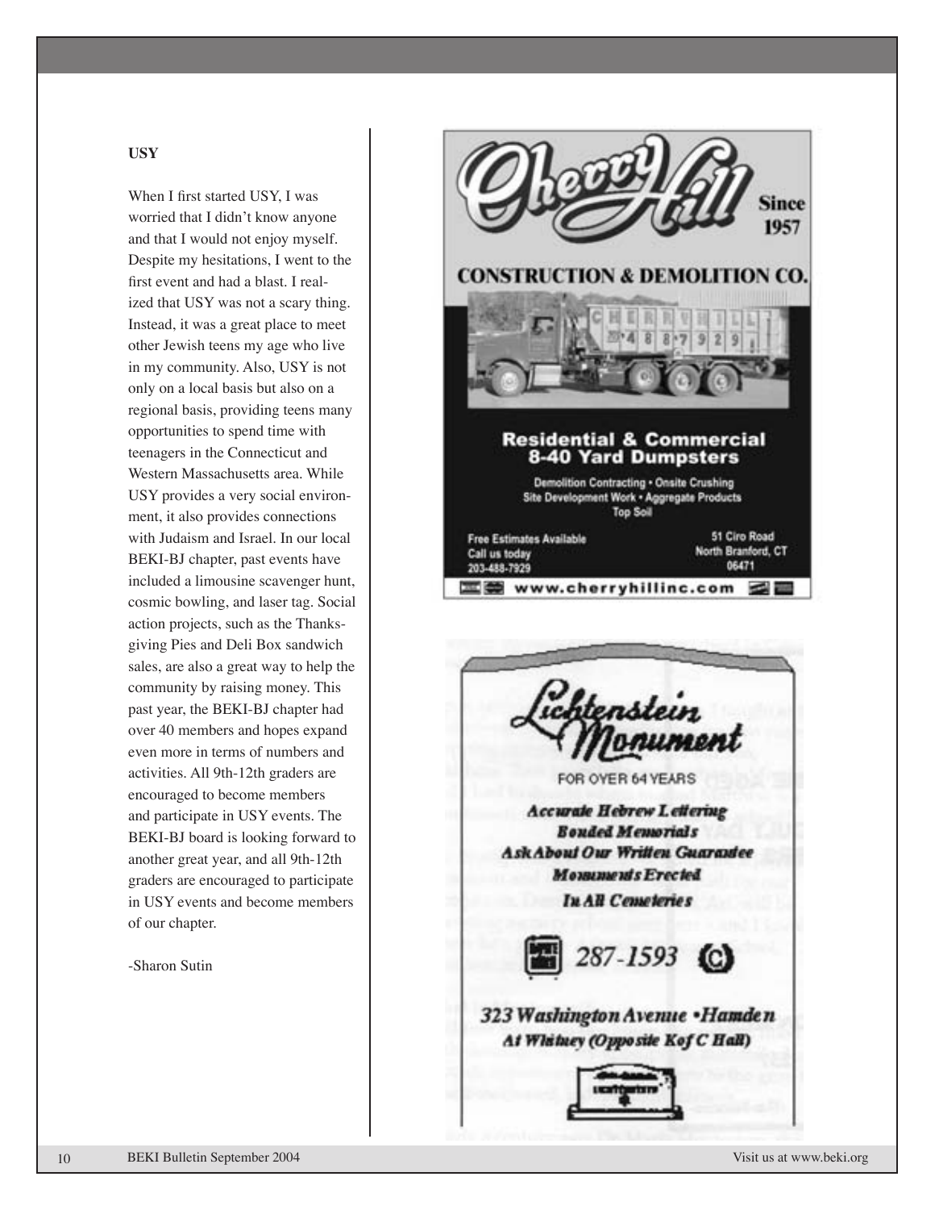**USY**

When I first started USY, I was worried that I didn't know anyone and that I would not enjoy myself. Despite my hesitations, I went to the first event and had a blast. I realized that USY was not a scary thing. Instead, it was a great place to meet other Jewish teens my age who live in my community. Also, USY is not only on a local basis but also on a regional basis, providing teens many opportunities to spend time with teenagers in the Connecticut and Western Massachusetts area. While USY provides a very social environment, it also provides connections with Judaism and Israel. In our local BEKI-BJ chapter, past events have included a limousine scavenger hunt, cosmic bowling, and laser tag. Social action projects, such as the Thanksgiving Pies and Deli Box sandwich sales, are also a great way to help the community by raising money. This past year, the BEKI-BJ chapter had over 40 members and hopes expand even more in terms of numbers and activities. All 9th-12th graders are encouraged to become members and participate in USY events. The BEKI-BJ board is looking forward to another great year, and all 9th-12th graders are encouraged to participate in USY events and become members of our chapter.

-Sharon Sutin

**Cherry Hill** Since 1957

**CONSTRUCTION & DEMOLITION CO.**

**Residential & Commercial 8-40 Yard Dumpsters**

Demolition Contracting • Onsite Crushing
Site Development Work • Aggregate Products
Top Soil

Free Estimates Available
Call us today
203-488-7929

51 Ciro Road
North Branford, CT
06471

www.cherryhillinc.com

**Lichtenstein Monument**

FOR OVER 64 YEARS

*Accurate Hebrew Lettering*
*Bonded Memorials*
*Ask About Our Written Guarantee*
*Monuments Erected*
*In All Cemeteries*

287-1593

*323 Washington Avenue • Hamden*
*At Whitney (Opposite K of C Hall)*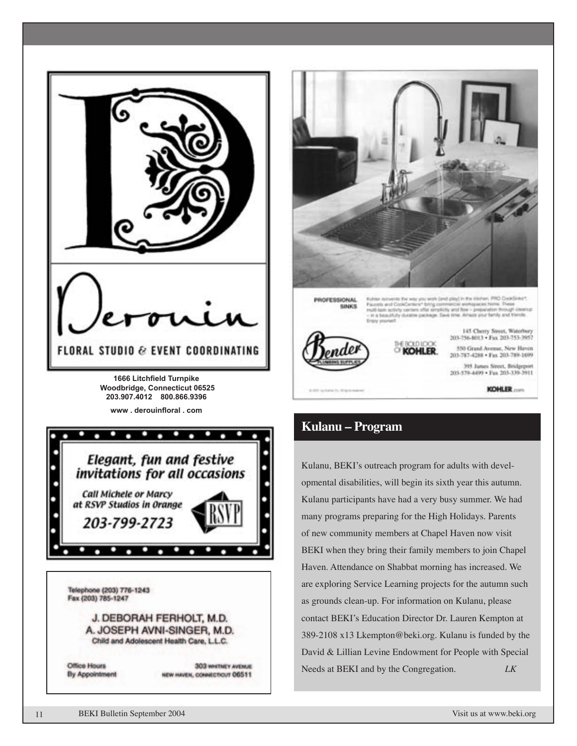Derouin

FLORAL STUDIO & EVENT COORDINATING

**1666 Litchfield Turnpike**
**Woodbridge, Connecticut 06525**
**203.907.4012 800.866.9396**

**www . derouinfloral . com**

*Elegant, fun and festive invitations for all occasions*

*Call Michele or Marcy at RSVP Studios in Orange*

*203-799-2723*

RSVP

Telephone (203) 776-1243
Fax (203) 785-1247

J. DEBORAH FERHOLT, M.D.
A. JOSEPH AVNI-SINGER, M.D.
Child and Adolescent Health Care, L.L.C.

Office Hours
By Appointment

303 WHITNEY AVENUE
NEW HAVEN, CONNECTICUT 06511

PROFESSIONAL SINKS

Kohler reinvents the way you work (and play) in the kitchen. PRO CookSinks*, Faucets and CookCenters* bring commercial workspaces home. These multi-task activity centers offer simplicity and flow – preparation through cleanup – in a beautifully durable package. Save time. Amaze your family and friends. Enjoy yourself.

Bender Plumbing Supplies

THE BOLD LOOK OF KOHLER.

145 Cherry Street, Waterbury
203-756-8013 • Fax 203-753-3957

550 Grand Avenue, New Haven
203-787-4288 • Fax 203-789-1699

395 James Street, Bridgeport
203-579-4499 • Fax 203-339-3911

KOHLER.com

## Kulanu – Program

Kulanu, BEKI's outreach program for adults with developmental disabilities, will begin its sixth year this autumn. Kulanu participants have had a very busy summer. We had many programs preparing for the High Holidays. Parents of new community members at Chapel Haven now visit BEKI when they bring their family members to join Chapel Haven. Attendance on Shabbat morning has increased. We are exploring Service Learning projects for the autumn such as grounds clean-up. For information on Kulanu, please contact BEKI's Education Director Dr. Lauren Kempton at 389-2108 x13 Lkempton@beki.org. Kulanu is funded by the David & Lillian Levine Endowment for People with Special Needs at BEKI and by the Congregation. *LK*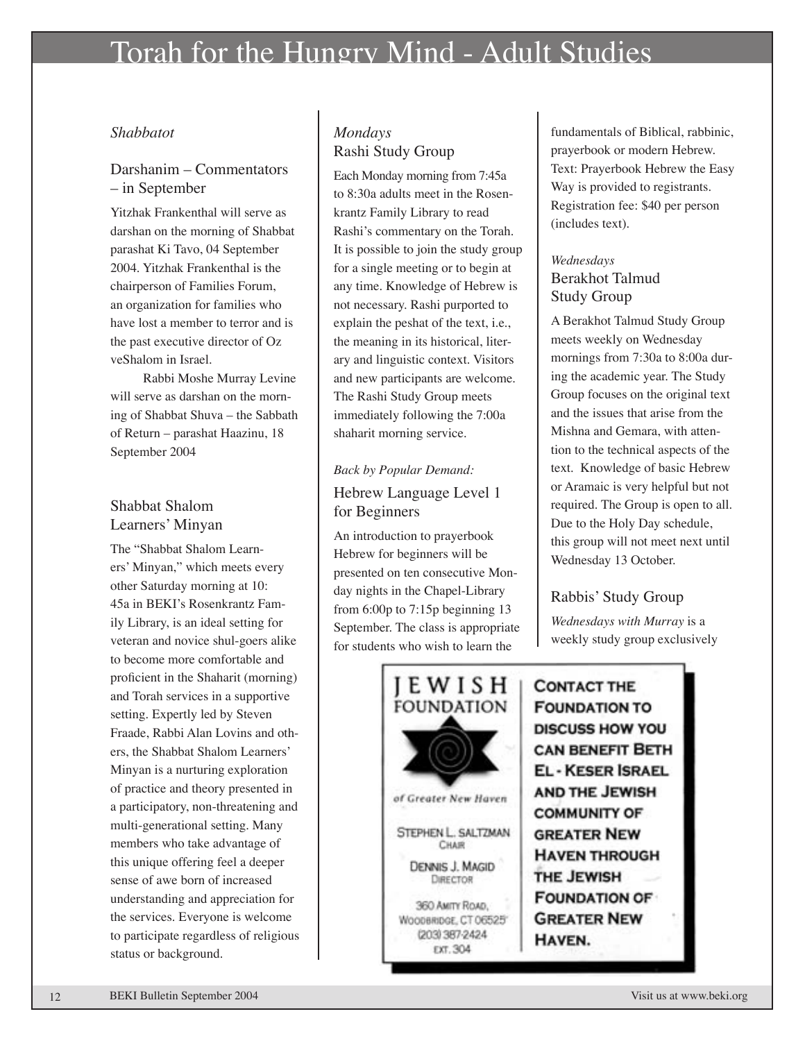# Torah for the Hungry Mind - Adult Studies

*Shabbatot*

## Darshanim – Commentators – in September

Yitzhak Frankenthal will serve as darshan on the morning of Shabbat parashat Ki Tavo, 04 September 2004. Yitzhak Frankenthal is the chairperson of Families Forum, an organization for families who have lost a member to terror and is the past executive director of Oz veShalom in Israel.

Rabbi Moshe Murray Levine will serve as darshan on the morning of Shabbat Shuva – the Sabbath of Return – parashat Haazinu, 18 September 2004

## Shabbat Shalom Learners' Minyan

The "Shabbat Shalom Learners' Minyan," which meets every other Saturday morning at 10:45a in BEKI's Rosenkrantz Family Library, is an ideal setting for veteran and novice shul-goers alike to become more comfortable and proficient in the Shaharit (morning) and Torah services in a supportive setting. Expertly led by Steven Fraade, Rabbi Alan Lovins and others, the Shabbat Shalom Learners' Minyan is a nurturing exploration of practice and theory presented in a participatory, non-threatening and multi-generational setting. Many members who take advantage of this unique offering feel a deeper sense of awe born of increased understanding and appreciation for the services. Everyone is welcome to participate regardless of religious status or background.

*Mondays*

## Rashi Study Group

Each Monday morning from 7:45a to 8:30a adults meet in the Rosenkrantz Family Library to read Rashi's commentary on the Torah. It is possible to join the study group for a single meeting or to begin at any time. Knowledge of Hebrew is not necessary. Rashi purported to explain the peshat of the text, i.e., the meaning in its historical, literary and linguistic context. Visitors and new participants are welcome. The Rashi Study Group meets immediately following the 7:00a shaharit morning service.

*Back by Popular Demand:*

## Hebrew Language Level 1 for Beginners

An introduction to prayerbook Hebrew for beginners will be presented on ten consecutive Monday nights in the Chapel-Library from 6:00p to 7:15p beginning 13 September. The class is appropriate for students who wish to learn the fundamentals of Biblical, rabbinic, prayerbook or modern Hebrew. Text: Prayerbook Hebrew the Easy Way is provided to registrants. Registration fee: $40 per person (includes text).

*Wednesdays*

## Berakhot Talmud Study Group

A Berakhot Talmud Study Group meets weekly on Wednesday mornings from 7:30a to 8:00a during the academic year. The Study Group focuses on the original text and the issues that arise from the Mishna and Gemara, with attention to the technical aspects of the text. Knowledge of basic Hebrew or Aramaic is very helpful but not required. The Group is open to all. Due to the Holy Day schedule, this group will not meet next until Wednesday 13 October.

## Rabbis' Study Group

*Wednesdays with Murray* is a weekly study group exclusively

---

**JEWISH FOUNDATION** of Greater New Haven

STEPHEN L. SALTZMAN, Chair

DENNIS J. MAGID, Director

360 Amity Road, Woodbridge, CT 06525

(203) 387-2424 ext. 304

**CONTACT THE FOUNDATION TO DISCUSS HOW YOU CAN BENEFIT BETH EL - KESER ISRAEL AND THE JEWISH COMMUNITY OF GREATER NEW HAVEN THROUGH THE JEWISH FOUNDATION OF GREATER NEW HAVEN.**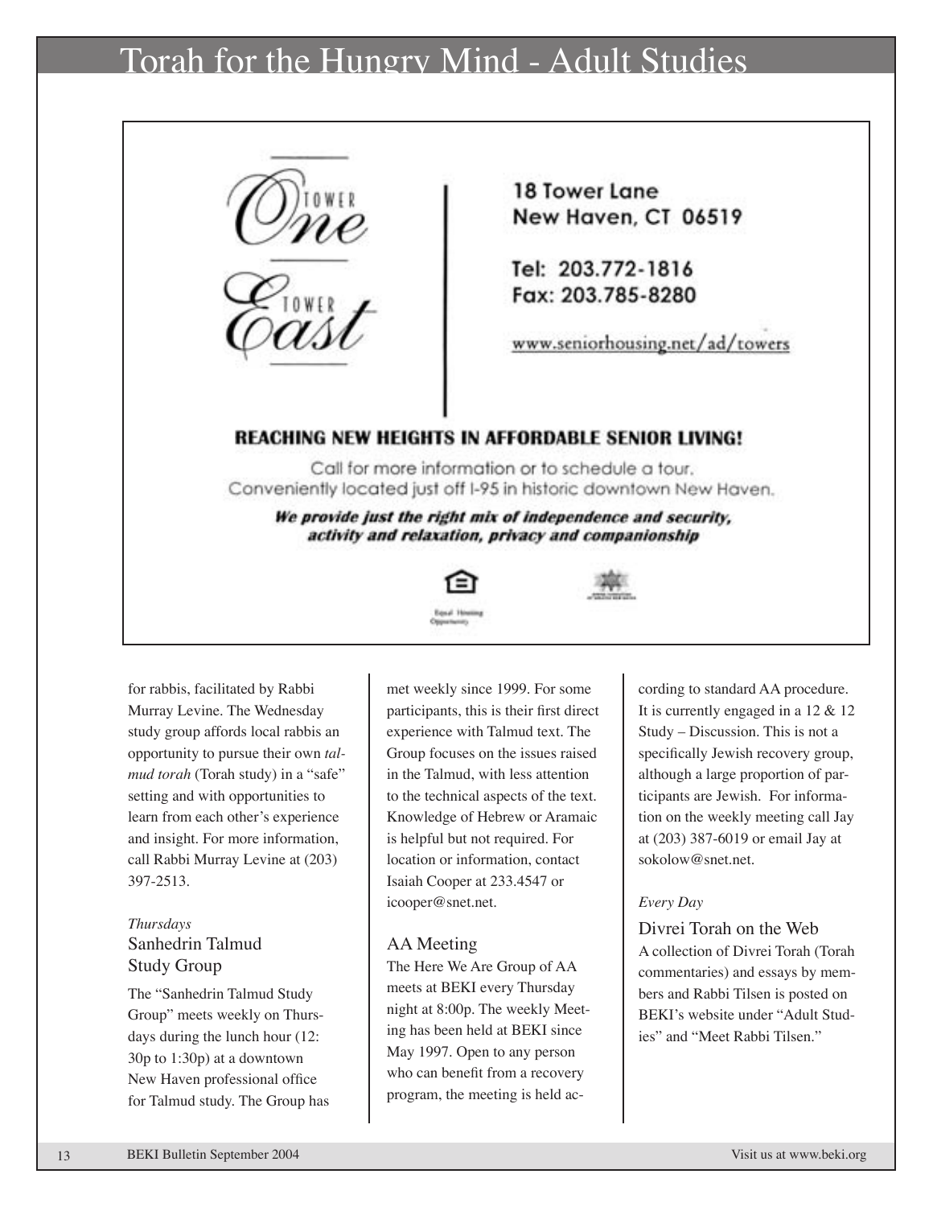# Torah for the Hungry Mind - Adult Studies

One Tower East

18 Tower Lane
New Haven, CT 06519

Tel: 203.772-1816
Fax: 203.785-8280

www.seniorhousing.net/ad/towers

**REACHING NEW HEIGHTS IN AFFORDABLE SENIOR LIVING!**

Call for more information or to schedule a tour.
Conveniently located just off I-95 in historic downtown New Haven.

***We provide just the right mix of independence and security, activity and relaxation, privacy and companionship***

Equal Housing Opportunity

for rabbis, facilitated by Rabbi Murray Levine. The Wednesday study group affords local rabbis an opportunity to pursue their own *talmud torah* (Torah study) in a "safe" setting and with opportunities to learn from each other's experience and insight. For more information, call Rabbi Murray Levine at (203) 397-2513.

*Thursdays*

### Sanhedrin Talmud Study Group

The "Sanhedrin Talmud Study Group" meets weekly on Thursdays during the lunch hour (12:30p to 1:30p) at a downtown New Haven professional office for Talmud study. The Group has met weekly since 1999. For some participants, this is their first direct experience with Talmud text. The Group focuses on the issues raised in the Talmud, with less attention to the technical aspects of the text. Knowledge of Hebrew or Aramaic is helpful but not required. For location or information, contact Isaiah Cooper at 233.4547 or icooper@snet.net.

### AA Meeting

The Here We Are Group of AA meets at BEKI every Thursday night at 8:00p. The weekly Meeting has been held at BEKI since May 1997. Open to any person who can benefit from a recovery program, the meeting is held according to standard AA procedure. It is currently engaged in a 12 & 12 Study – Discussion. This is not a specifically Jewish recovery group, although a large proportion of participants are Jewish. For information on the weekly meeting call Jay at (203) 387-6019 or email Jay at sokolow@snet.net.

*Every Day*

### Divrei Torah on the Web

A collection of Divrei Torah (Torah commentaries) and essays by members and Rabbi Tilsen is posted on BEKI's website under "Adult Studies" and "Meet Rabbi Tilsen."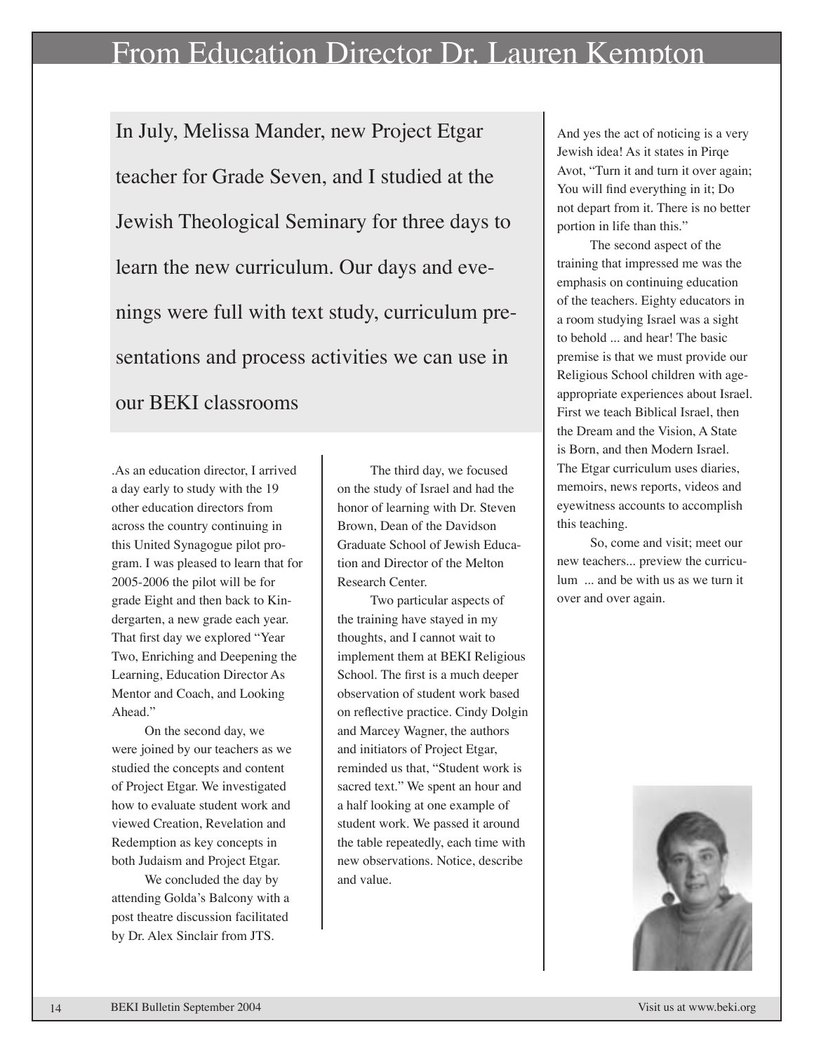# From Education Director Dr. Lauren Kempton

In July, Melissa Mander, new Project Etgar teacher for Grade Seven, and I studied at the Jewish Theological Seminary for three days to learn the new curriculum. Our days and evenings were full with text study, curriculum presentations and process activities we can use in our BEKI classrooms

.As an education director, I arrived a day early to study with the 19 other education directors from across the country continuing in this United Synagogue pilot program. I was pleased to learn that for 2005-2006 the pilot will be for grade Eight and then back to Kindergarten, a new grade each year. That first day we explored "Year Two, Enriching and Deepening the Learning, Education Director As Mentor and Coach, and Looking Ahead."

On the second day, we were joined by our teachers as we studied the concepts and content of Project Etgar. We investigated how to evaluate student work and viewed Creation, Revelation and Redemption as key concepts in both Judaism and Project Etgar.

We concluded the day by attending Golda's Balcony with a post theatre discussion facilitated by Dr. Alex Sinclair from JTS.

The third day, we focused on the study of Israel and had the honor of learning with Dr. Steven Brown, Dean of the Davidson Graduate School of Jewish Education and Director of the Melton Research Center.

Two particular aspects of the training have stayed in my thoughts, and I cannot wait to implement them at BEKI Religious School. The first is a much deeper observation of student work based on reflective practice. Cindy Dolgin and Marcey Wagner, the authors and initiators of Project Etgar, reminded us that, "Student work is sacred text." We spent an hour and a half looking at one example of student work. We passed it around the table repeatedly, each time with new observations. Notice, describe and value.

And yes the act of noticing is a very Jewish idea! As it states in Pirqe Avot, "Turn it and turn it over again; You will find everything in it; Do not depart from it. There is no better portion in life than this."

The second aspect of the training that impressed me was the emphasis on continuing education of the teachers. Eighty educators in a room studying Israel was a sight to behold ... and hear! The basic premise is that we must provide our Religious School children with age-appropriate experiences about Israel. First we teach Biblical Israel, then the Dream and the Vision, A State is Born, and then Modern Israel. The Etgar curriculum uses diaries, memoirs, news reports, videos and eyewitness accounts to accomplish this teaching.

So, come and visit; meet our new teachers... preview the curriculum ... and be with us as we turn it over and over again.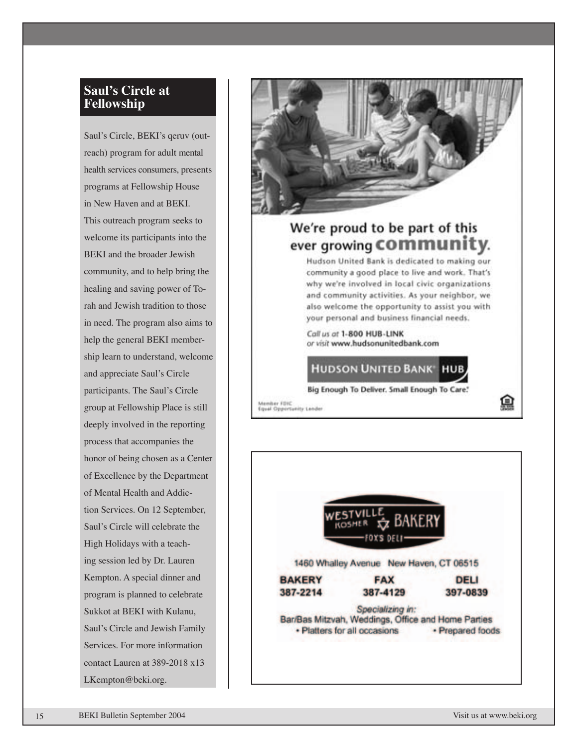## Saul's Circle at Fellowship

Saul's Circle, BEKI's qeruv (outreach) program for adult mental health services consumers, presents programs at Fellowship House in New Haven and at BEKI. This outreach program seeks to welcome its participants into the BEKI and the broader Jewish community, and to help bring the healing and saving power of Torah and Jewish tradition to those in need. The program also aims to help the general BEKI membership learn to understand, welcome and appreciate Saul's Circle participants. The Saul's Circle group at Fellowship Place is still deeply involved in the reporting process that accompanies the honor of being chosen as a Center of Excellence by the Department of Mental Health and Addiction Services. On 12 September, Saul's Circle will celebrate the High Holidays with a teaching session led by Dr. Lauren Kempton. A special dinner and program is planned to celebrate Sukkot at BEKI with Kulanu, Saul's Circle and Jewish Family Services. For more information contact Lauren at 389-2018 x13 LKempton@beki.org.

We're proud to be part of this ever growing **community**.

Hudson United Bank is dedicated to making our community a good place to live and work. That's why we're involved in local civic organizations and community activities. As your neighbor, we also welcome the opportunity to assist you with your personal and business financial needs.

*Call us at* **1-800 HUB-LINK**
*or visit* **www.hudsonunitedbank.com**

**HUDSON UNITED BANK® HUB**

Big Enough To Deliver. Small Enough To Care.®

Member FDIC
Equal Opportunity Lender

**WESTVILLE KOSHER BAKERY**
FOX'S DELI

1460 Whalley Avenue New Haven, CT 06515

| BAKERY | FAX | DELI |
|---|---|---|
| 387-2214 | 387-4129 | 397-0839 |

*Specializing in:*
Bar/Bas Mitzvah, Weddings, Office and Home Parties
- Platters for all occasions
- Prepared foods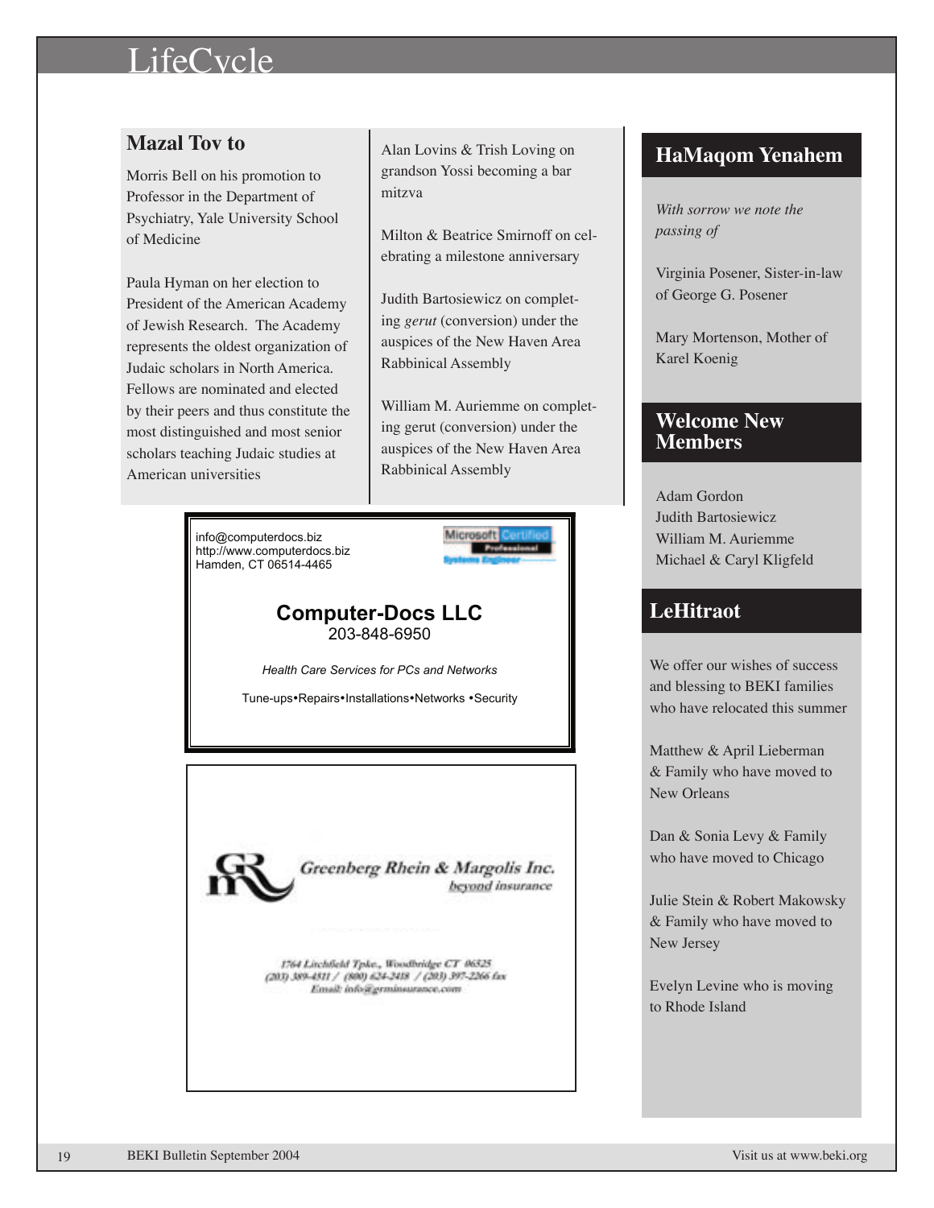# LifeCycle

## Mazal Tov to

Morris Bell on his promotion to Professor in the Department of Psychiatry, Yale University School of Medicine

Paula Hyman on her election to President of the American Academy of Jewish Research. The Academy represents the oldest organization of Judaic scholars in North America. Fellows are nominated and elected by their peers and thus constitute the most distinguished and most senior scholars teaching Judaic studies at American universities

Alan Lovins & Trish Loving on grandson Yossi becoming a bar mitzva

Milton & Beatrice Smirnoff on celebrating a milestone anniversary

Judith Bartosiewicz on completing *gerut* (conversion) under the auspices of the New Haven Area Rabbinical Assembly

William M. Auriemme on completing gerut (conversion) under the auspices of the New Haven Area Rabbinical Assembly

info@computerdocs.biz
http://www.computerdocs.biz
Hamden, CT 06514-4465

Microsoft Certified Professional Systems Engineer

**Computer-Docs LLC**
203-848-6950

*Health Care Services for PCs and Networks*

Tune-ups•Repairs•Installations•Networks •Security

*Greenberg Rhein & Margolis Inc.*
*beyond insurance*

*1764 Litchfield Tpke., Woodbridge CT 06525*
*(203) 389-4511 / (800) 624-2418 / (203) 397-2266 fax*
*Email: info@grminsurance.com*

## HaMaqom Yenahem

*With sorrow we note the passing of*

Virginia Posener, Sister-in-law of George G. Posener

Mary Mortenson, Mother of Karel Koenig

## Welcome New Members

Adam Gordon
Judith Bartosiewicz
William M. Auriemme
Michael & Caryl Kligfeld

## LeHitraot

We offer our wishes of success and blessing to BEKI families who have relocated this summer

Matthew & April Lieberman & Family who have moved to New Orleans

Dan & Sonia Levy & Family who have moved to Chicago

Julie Stein & Robert Makowsky & Family who have moved to New Jersey

Evelyn Levine who is moving to Rhode Island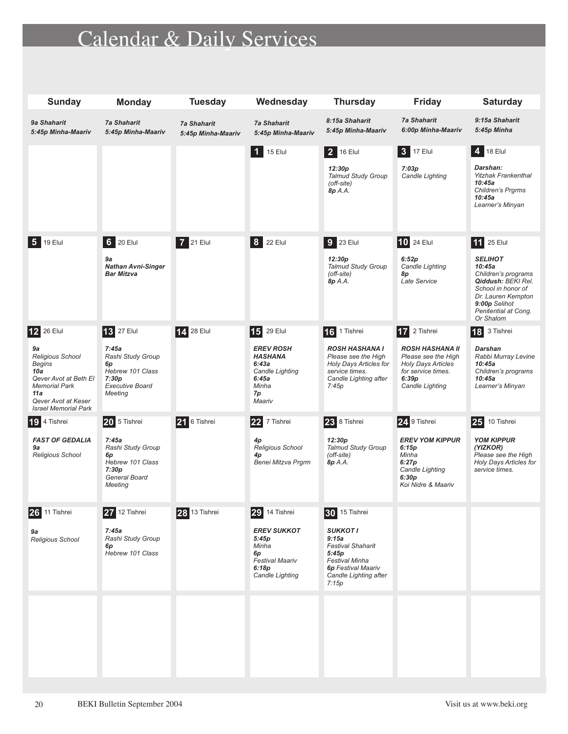# Calendar & Daily Services

| Sunday | Monday | Tuesday | Wednesday | Thursday | Friday | Saturday |
|---|---|---|---|---|---|---|
| ***9a Shaharit*** ***5:45p Minha-Maariv*** | ***7a Shaharit*** ***5:45p Minha-Maariv*** | ***7a Shaharit*** ***5:45p Minha-Maariv*** | ***7a Shaharit*** ***5:45p Minha-Maariv*** | ***8:15a Shaharit*** ***5:45p Minha-Maariv*** | ***7a Shaharit*** ***6:00p Minha-Maariv*** | ***9:15a Shaharit*** ***5:45p Minha*** |
| | | | **1** 15 Elul | **2** 16 Elul<br>***12:30p*** *Talmud Study Group (off-site)*<br>***8p*** *A.A.* | **3** 17 Elul<br>***7:03p*** *Candle Lighting* | **4** 18 Elul<br>***Darshan:*** *Yitzhak Frankenthal*<br>***10:45a*** *Children's Prgrms*<br>***10:45a*** *Learner's Minyan* |
| **5** 19 Elul | **6** 20 Elul<br>***9a*** ***Nathan Avni-Singer Bar Mitzva*** | **7** 21 Elul | **8** 22 Elul | **9** 23 Elul<br>***12:30p*** *Talmud Study Group (off-site)*<br>***8p*** *A.A.* | **10** 24 Elul<br>***6:52p*** *Candle Lighting*<br>***8p*** *Late Service* | **11** 25 Elul<br>***SELIHOT***<br>***10:45a*** *Children's programs*<br>***Qiddush:*** *BEKI Rel. School in honor of Dr. Lauren Kempton*<br>***9:00p*** *Selihot Penitential at Cong. Or Shalom* |
| **12** 26 Elul<br>***9a*** *Religious School Begins*<br>***10a*** *Qever Avot at Beth El Memorial Park*<br>***11a*** *Qever Avot at Keser Israel Memorial Park* | **13** 27 Elul<br>***7:45a*** *Rashi Study Group*<br>***6p*** *Hebrew 101 Class*<br>***7:30p*** *Executive Board Meeting* | **14** 28 Elul | **15** 29 Elul<br>***EREV ROSH HASHANA***<br>***6:43a*** *Candle Lighting*<br>***6:45a*** *Minha*<br>***7p*** *Maariv* | **16** 1 Tishrei<br>***ROSH HASHANA I***<br>*Please see the High Holy Days Articles for service times.*<br>*Candle Lighting after 7:45p* | **17** 2 Tishrei<br>***ROSH HASHANA II***<br>*Please see the High Holy Days Articles for service times.*<br>***6:39p*** *Candle Lighting* | **18** 3 Tishrei<br>***Darshan*** *Rabbi Murray Levine*<br>***10:45a*** *Children's programs*<br>***10:45a*** *Learner's Minyan* |
| **19** 4 Tishrei<br>***FAST OF GEDALIA***<br>***9a*** *Religious School* | **20** 5 Tishrei<br>***7:45a*** *Rashi Study Group*<br>***6p*** *Hebrew 101 Class*<br>***7:30p*** *General Board Meeting* | **21** 6 Tishrei | **22** 7 Tishrei<br>***4p*** *Religious School*<br>***4p*** *Benei Mitzva Prgrm* | **23** 8 Tishrei<br>***12:30p*** *Talmud Study Group (off-site)*<br>***8p*** *A.A.* | **24** 9 Tishrei<br>***EREV YOM KIPPUR***<br>***6:15p*** *Minha*<br>***6:27p*** *Candle Lighting*<br>***6:30p*** *Koi Nidre & Maariv* | **25** 10 Tishrei<br>***YOM KIPPUR (YIZKOR)***<br>*Please see the High Holy Days Articles for service times.* |
| **26** 11 Tishrei<br>***9a*** *Religious School* | **27** 12 Tishrei<br>***7:45a*** *Rashi Study Group*<br>***6p*** *Hebrew 101 Class* | **28** 13 Tishrei | **29** 14 Tishrei<br>***EREV SUKKOT***<br>***5:45p*** *Minha*<br>***6p*** *Festival Maariv*<br>***6:18p*** *Candle Lighting* | **30** 15 Tishrei<br>***SUKKOT I***<br>***9:15a*** *Festival Shaharit*<br>***5:45p*** *Festival Minha*<br>***6p*** *Festival Maariv*<br>*Candle Lighting after 7:15p* | | |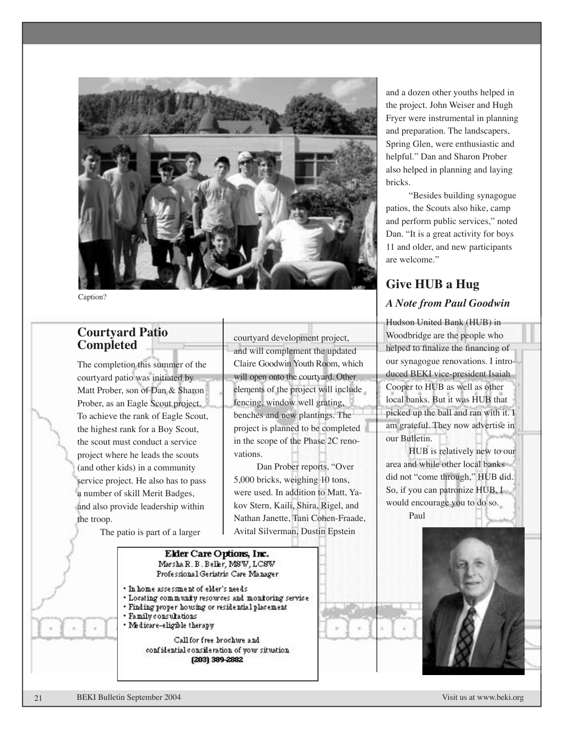Caption?

## Courtyard Patio Completed

The completion this summer of the courtyard patio was initiated by Matt Prober, son of Dan & Sharon Prober, as an Eagle Scout project. To achieve the rank of Eagle Scout, the highest rank for a Boy Scout, the scout must conduct a service project where he leads the scouts (and other kids) in a community service project. He also has to pass a number of skill Merit Badges, and also provide leadership within the troop.

The patio is part of a larger courtyard development project, and will complement the updated Claire Goodwin Youth Room, which will open onto the courtyard. Other elements of the project will include fencing, window well grating, benches and new plantings. The project is planned to be completed in the scope of the Phase 2C renovations.

Dan Prober reports, "Over 5,000 bricks, weighing 10 tons, were used. In addition to Matt, Yakov Stern, Kaili, Shira, Rigel, and Nathan Janette, Tani Cohen-Fraade, Avital Silverman, Dustin Epstein and a dozen other youths helped in the project. John Weiser and Hugh Fryer were instrumental in planning and preparation. The landscapers, Spring Glen, were enthusiastic and helpful." Dan and Sharon Prober also helped in planning and laying bricks.

"Besides building synagogue patios, the Scouts also hike, camp and perform public services," noted Dan. "It is a great activity for boys 11 and older, and new participants are welcome."

## Give HUB a Hug

### *A Note from Paul Goodwin*

Hudson United Bank (HUB) in Woodbridge are the people who helped to finalize the financing of our synagogue renovations. I introduced BEKI vice-president Isaiah Cooper to HUB as well as other local banks. But it was HUB that picked up the ball and ran with it. I am grateful. They now advertise in our Bulletin.

HUB is relatively new to our area and while other local banks did not "come through," HUB did. So, if you can patronize HUB, I would encourage you to do so.

Paul

**Elder Care Options, Inc.**
Marsha R. B. Beller, MSW, LCSW
Professional Geriatric Care Manager

- In home assessment of elder's needs
- Locating community resources and monitoring service
- Finding proper housing or residential placement
- Family consultations
- Medicare-eligible therapy

Call for free brochure and confidential consideration of your situation
**(203) 389-2882**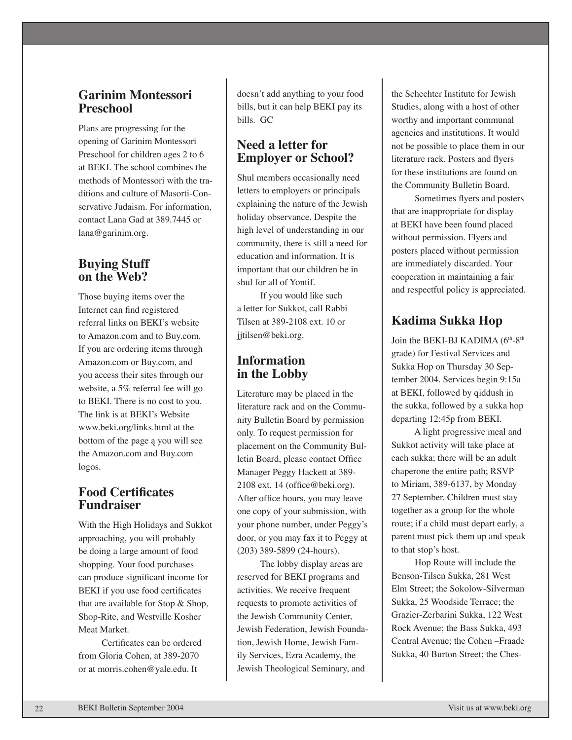## Garinim Montessori Preschool

Plans are progressing for the opening of Garinim Montessori Preschool for children ages 2 to 6 at BEKI. The school combines the methods of Montessori with the traditions and culture of Masorti-Conservative Judaism. For information, contact Lana Gad at 389.7445 or lana@garinim.org.

## Buying Stuff on the Web?

Those buying items over the Internet can find registered referral links on BEKI's website to Amazon.com and to Buy.com. If you are ordering items through Amazon.com or Buy.com, and you access their sites through our website, a 5% referral fee will go to BEKI. There is no cost to you. The link is at BEKI's Website www.beki.org/links.html at the bottom of the page ą you will see the Amazon.com and Buy.com logos.

## Food Certificates Fundraiser

With the High Holidays and Sukkot approaching, you will probably be doing a large amount of food shopping. Your food purchases can produce significant income for BEKI if you use food certificates that are available for Stop & Shop, Shop-Rite, and Westville Kosher Meat Market.

Certificates can be ordered from Gloria Cohen, at 389-2070 or at morris.cohen@yale.edu. It doesn't add anything to your food bills, but it can help BEKI pay its bills. GC

## Need a letter for Employer or School?

Shul members occasionally need letters to employers or principals explaining the nature of the Jewish holiday observance. Despite the high level of understanding in our community, there is still a need for education and information. It is important that our children be in shul for all of Yontif.

If you would like such a letter for Sukkot, call Rabbi Tilsen at 389-2108 ext. 10 or jjtilsen@beki.org.

## Information in the Lobby

Literature may be placed in the literature rack and on the Community Bulletin Board by permission only. To request permission for placement on the Community Bulletin Board, please contact Office Manager Peggy Hackett at 389-2108 ext. 14 (office@beki.org). After office hours, you may leave one copy of your submission, with your phone number, under Peggy's door, or you may fax it to Peggy at (203) 389-5899 (24-hours).

The lobby display areas are reserved for BEKI programs and activities. We receive frequent requests to promote activities of the Jewish Community Center, Jewish Federation, Jewish Foundation, Jewish Home, Jewish Family Services, Ezra Academy, the Jewish Theological Seminary, and the Schechter Institute for Jewish Studies, along with a host of other worthy and important communal agencies and institutions. It would not be possible to place them in our literature rack. Posters and flyers for these institutions are found on the Community Bulletin Board.

Sometimes flyers and posters that are inappropriate for display at BEKI have been found placed without permission. Flyers and posters placed without permission are immediately discarded. Your cooperation in maintaining a fair and respectful policy is appreciated.

## Kadima Sukka Hop

Join the BEKI-BJ KADIMA (6th-8th grade) for Festival Services and Sukka Hop on Thursday 30 September 2004. Services begin 9:15a at BEKI, followed by qiddush in the sukka, followed by a sukka hop departing 12:45p from BEKI.

A light progressive meal and Sukkot activity will take place at each sukka; there will be an adult chaperone the entire path; RSVP to Miriam, 389-6137, by Monday 27 September. Children must stay together as a group for the whole route; if a child must depart early, a parent must pick them up and speak to that stop's host.

Hop Route will include the Benson-Tilsen Sukka, 281 West Elm Street; the Sokolow-Silverman Sukka, 25 Woodside Terrace; the Grazier-Zerbarini Sukka, 122 West Rock Avenue; the Bass Sukka, 493 Central Avenue; the Cohen –Fraade Sukka, 40 Burton Street; the Ches-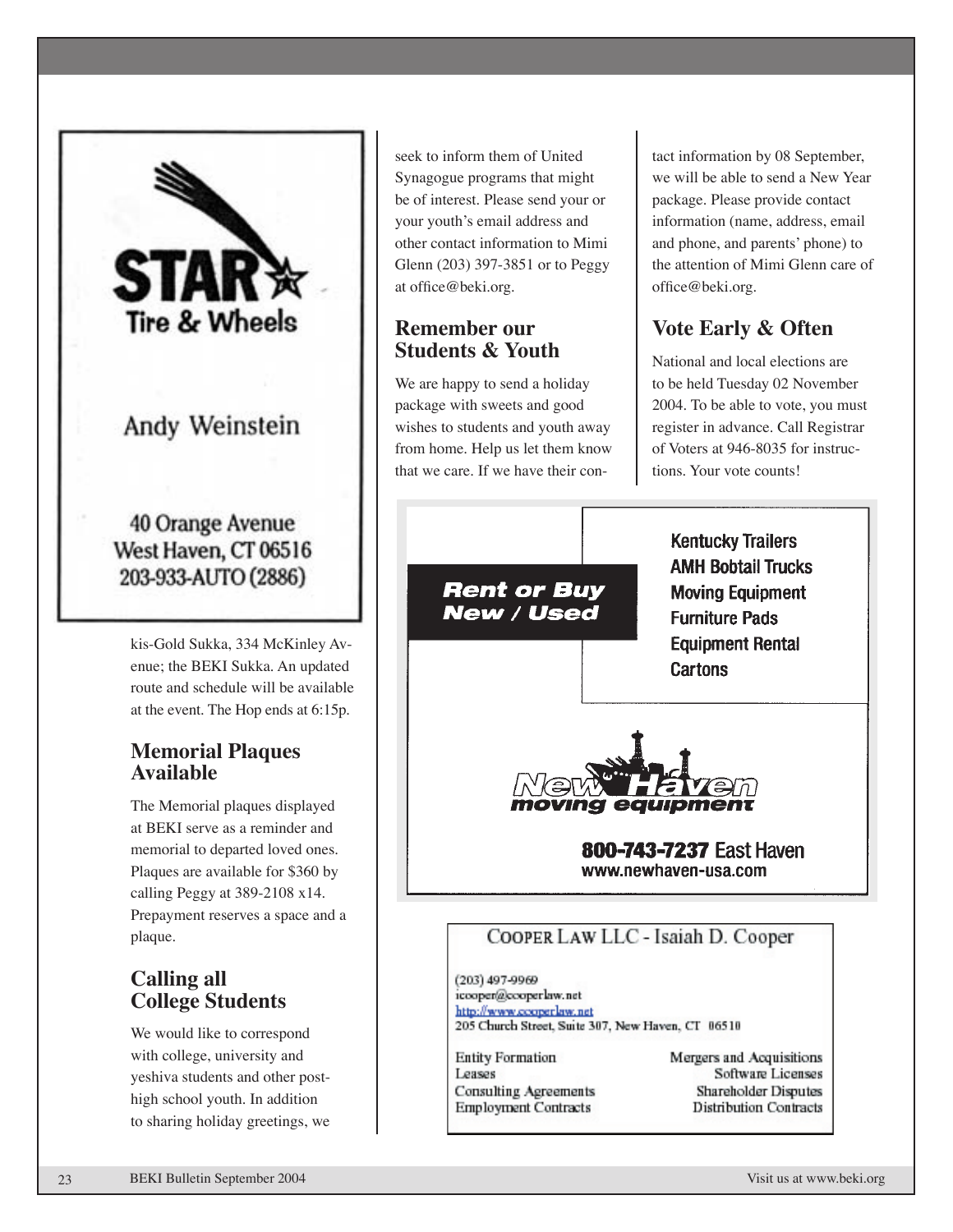STAR Tire & Wheels

Andy Weinstein

40 Orange Avenue
West Haven, CT 06516
203-933-AUTO (2886)

kis-Gold Sukka, 334 McKinley Avenue; the BEKI Sukka. An updated route and schedule will be available at the event. The Hop ends at 6:15p.

## Memorial Plaques Available

The Memorial plaques displayed at BEKI serve as a reminder and memorial to departed loved ones. Plaques are available for $360 by calling Peggy at 389-2108 x14. Prepayment reserves a space and a plaque.

## Calling all College Students

We would like to correspond with college, university and yeshiva students and other post-high school youth. In addition to sharing holiday greetings, we seek to inform them of United Synagogue programs that might be of interest. Please send your or your youth's email address and other contact information to Mimi Glenn (203) 397-3851 or to Peggy at office@beki.org.

## Remember our Students & Youth

We are happy to send a holiday package with sweets and good wishes to students and youth away from home. Help us let them know that we care. If we have their contact information by 08 September, we will be able to send a New Year package. Please provide contact information (name, address, email and phone, and parents' phone) to the attention of Mimi Glenn care of office@beki.org.

## Vote Early & Often

National and local elections are to be held Tuesday 02 November 2004. To be able to vote, you must register in advance. Call Registrar of Voters at 946-8035 for instructions. Your vote counts!

**Rent or Buy New / Used**

Kentucky Trailers
AMH Bobtail Trucks
Moving Equipment
Furniture Pads
Equipment Rental
Cartons

New Haven moving equipment

**800-743-7237** East Haven
www.newhaven-usa.com

COOPER LAW LLC - Isaiah D. Cooper

(203) 497-9969
icooper@cooperlaw.net
http://www.cooperlaw.net
205 Church Street, Suite 307, New Haven, CT 06510

Entity Formation
Leases
Consulting Agreements
Employment Contracts

Mergers and Acquisitions
Software Licenses
Shareholder Disputes
Distribution Contracts